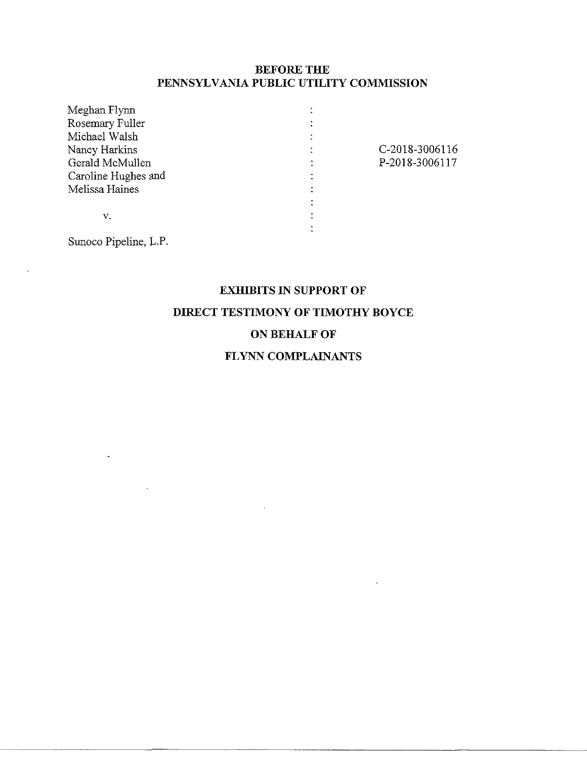**BEFORE THE**
**PENNSYLVANIA PUBLIC UTILITY COMMISSION**

| | | |
|---|---|---|
| Meghan Flynn | : | |
| Rosemary Fuller | : | |
| Michael Walsh | : | |
| Nancy Harkins | : | C-2018-3006116 |
| Gerald McMullen | : | P-2018-3006117 |
| Caroline Hughes and | : | |
| Melissa Haines | : | |
| | : | |
| v. | : | |
| | : | |
| Sunoco Pipeline, L.P. | | |

**EXHIBITS IN SUPPORT OF**

**DIRECT TESTIMONY OF TIMOTHY BOYCE**

**ON BEHALF OF**

**FLYNN COMPLAINANTS**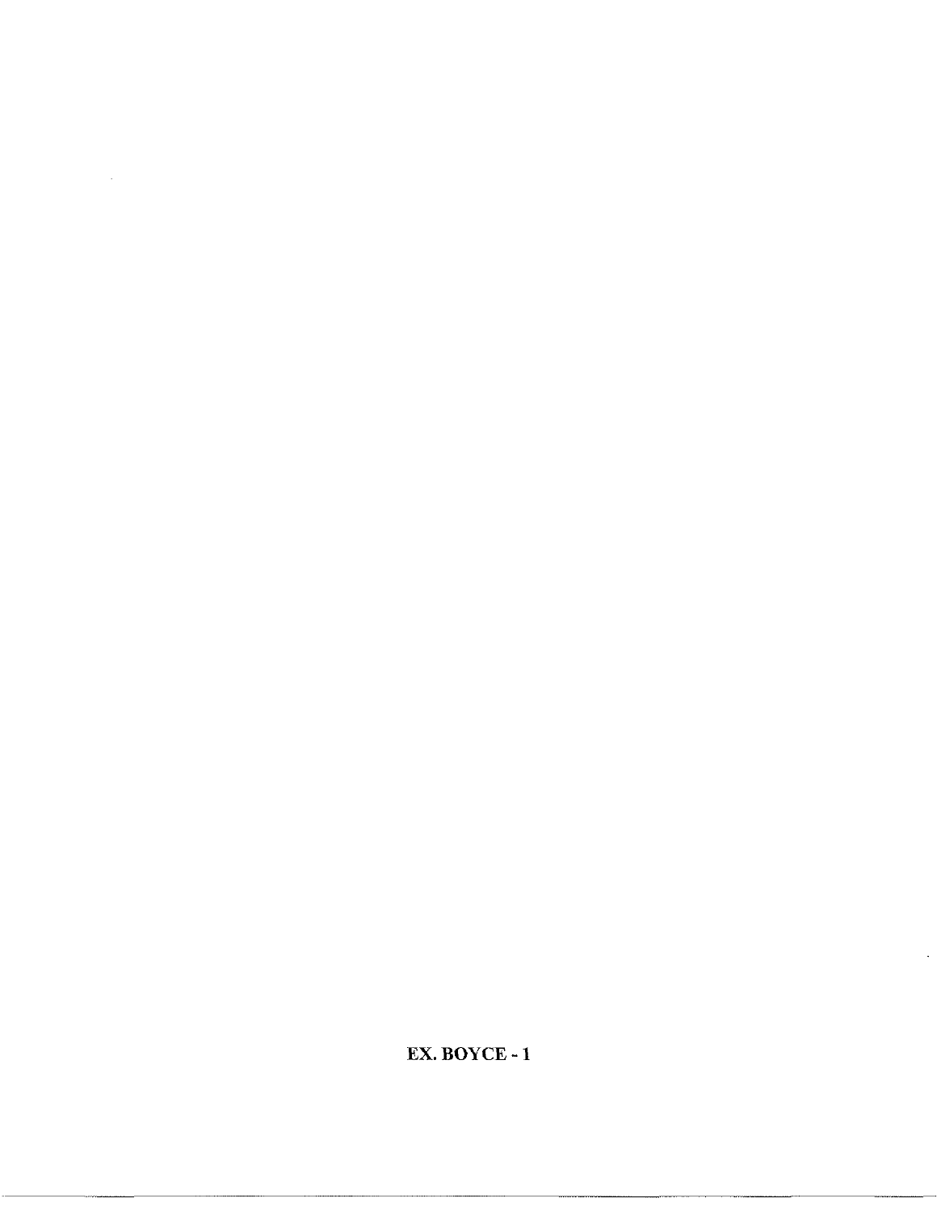EX. BOYCE - 1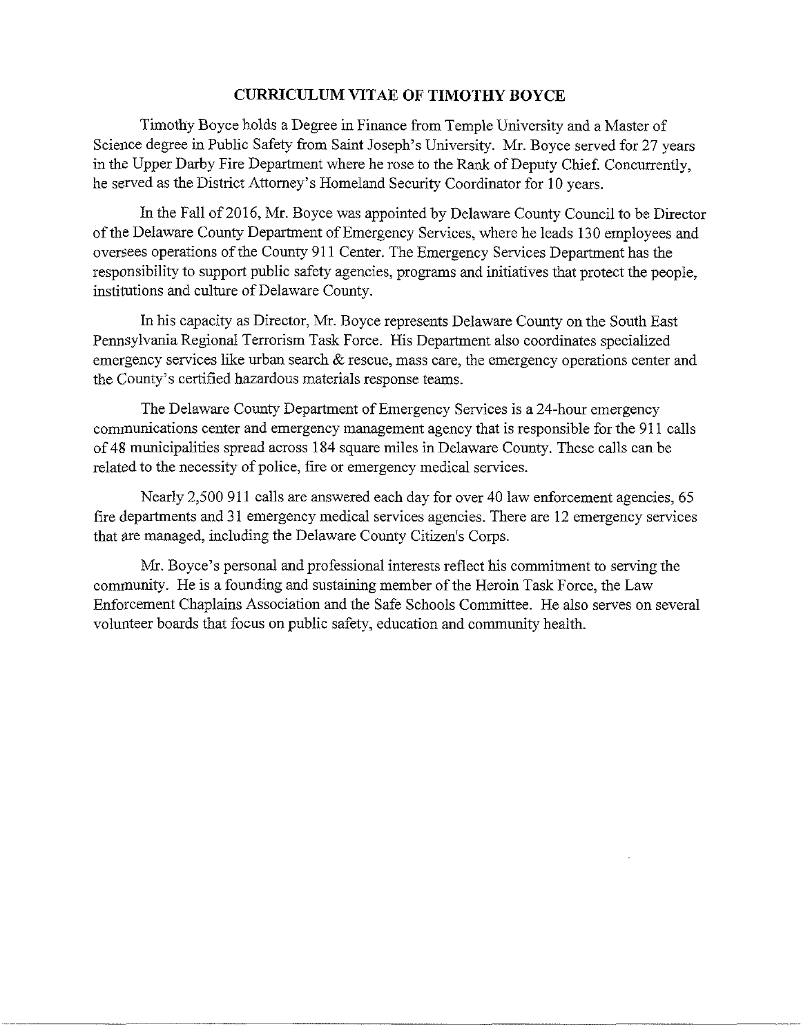## CURRICULUM VITAE OF TIMOTHY BOYCE

Timothy Boyce holds a Degree in Finance from Temple University and a Master of Science degree in Public Safety from Saint Joseph's University. Mr. Boyce served for 27 years in the Upper Darby Fire Department where he rose to the Rank of Deputy Chief. Concurrently, he served as the District Attorney's Homeland Security Coordinator for 10 years.

In the Fall of 2016, Mr. Boyce was appointed by Delaware County Council to be Director of the Delaware County Department of Emergency Services, where he leads 130 employees and oversees operations of the County 911 Center. The Emergency Services Department has the responsibility to support public safety agencies, programs and initiatives that protect the people, institutions and culture of Delaware County.

In his capacity as Director, Mr. Boyce represents Delaware County on the South East Pennsylvania Regional Terrorism Task Force. His Department also coordinates specialized emergency services like urban search & rescue, mass care, the emergency operations center and the County's certified hazardous materials response teams.

The Delaware County Department of Emergency Services is a 24-hour emergency communications center and emergency management agency that is responsible for the 911 calls of 48 municipalities spread across 184 square miles in Delaware County. These calls can be related to the necessity of police, fire or emergency medical services.

Nearly 2,500 911 calls are answered each day for over 40 law enforcement agencies, 65 fire departments and 31 emergency medical services agencies. There are 12 emergency services that are managed, including the Delaware County Citizen's Corps.

Mr. Boyce's personal and professional interests reflect his commitment to serving the community. He is a founding and sustaining member of the Heroin Task Force, the Law Enforcement Chaplains Association and the Safe Schools Committee. He also serves on several volunteer boards that focus on public safety, education and community health.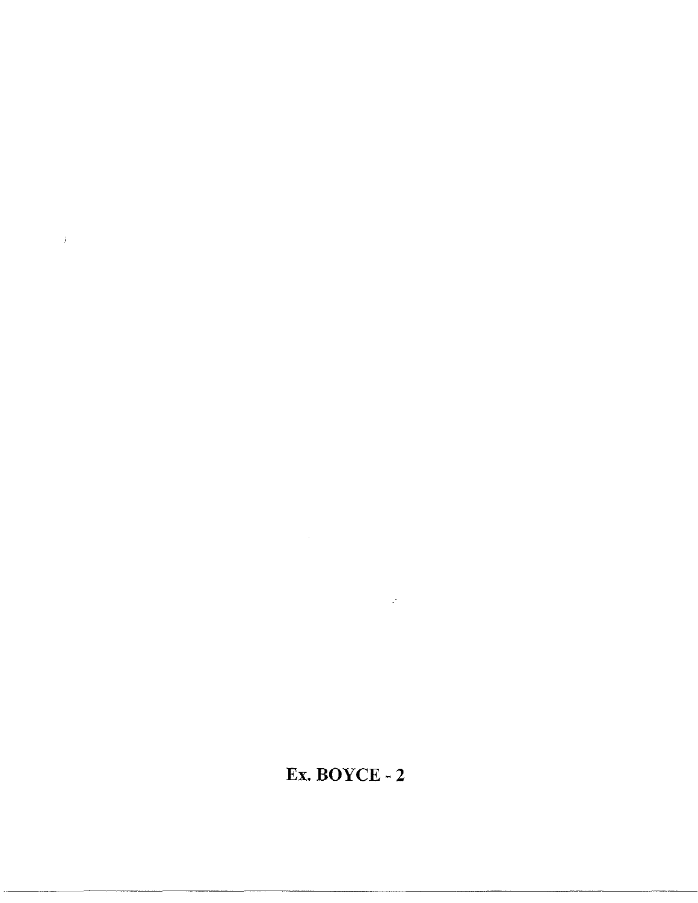Ex. BOYCE - 2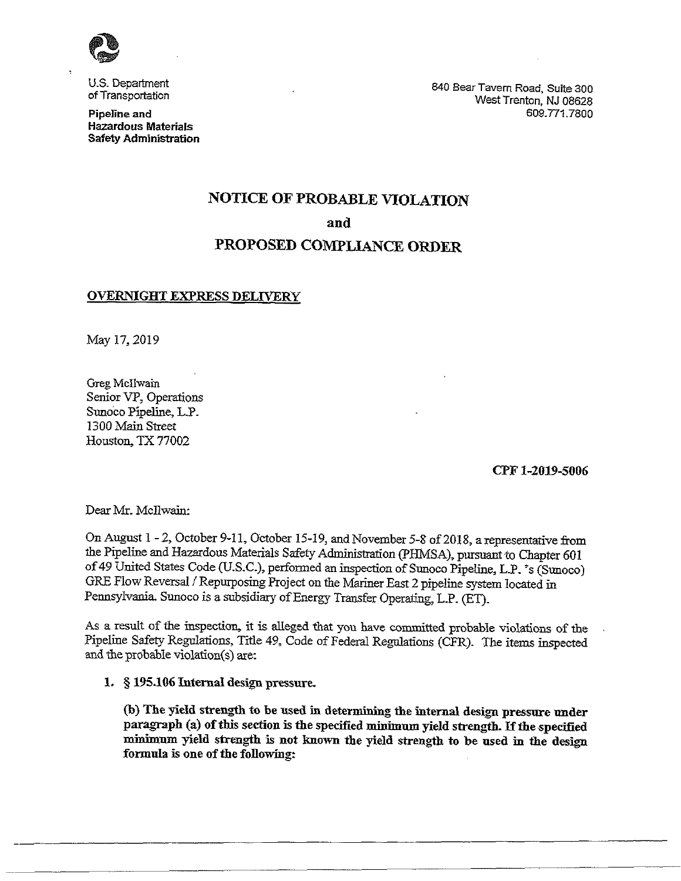U.S. Department of Transportation

**Pipeline and Hazardous Materials Safety Administration**

840 Bear Tavern Road, Suite 300
West Trenton, NJ 08628
609.771.7800

# NOTICE OF PROBABLE VIOLATION
# and
# PROPOSED COMPLIANCE ORDER

**OVERNIGHT EXPRESS DELIVERY**

May 17, 2019

Greg McIlwain
Senior VP, Operations
Sunoco Pipeline, L.P.
1300 Main Street
Houston, TX 77002

**CPF 1-2019-5006**

Dear Mr. McIlwain:

On August 1 - 2, October 9-11, October 15-19, and November 5-8 of 2018, a representative from the Pipeline and Hazardous Materials Safety Administration (PHMSA), pursuant to Chapter 601 of 49 United States Code (U.S.C.), performed an inspection of Sunoco Pipeline, L.P.'s (Sunoco) GRE Flow Reversal / Repurposing Project on the Mariner East 2 pipeline system located in Pennsylvania. Sunoco is a subsidiary of Energy Transfer Operating, L.P. (ET).

As a result of the inspection, it is alleged that you have committed probable violations of the Pipeline Safety Regulations, Title 49, Code of Federal Regulations (CFR). The items inspected and the probable violation(s) are:

1. **§ 195.106 Internal design pressure.**

   **(b) The yield strength to be used in determining the internal design pressure under paragraph (a) of this section is the specified minimum yield strength. If the specified minimum yield strength is not known the yield strength to be used in the design formula is one of the following:**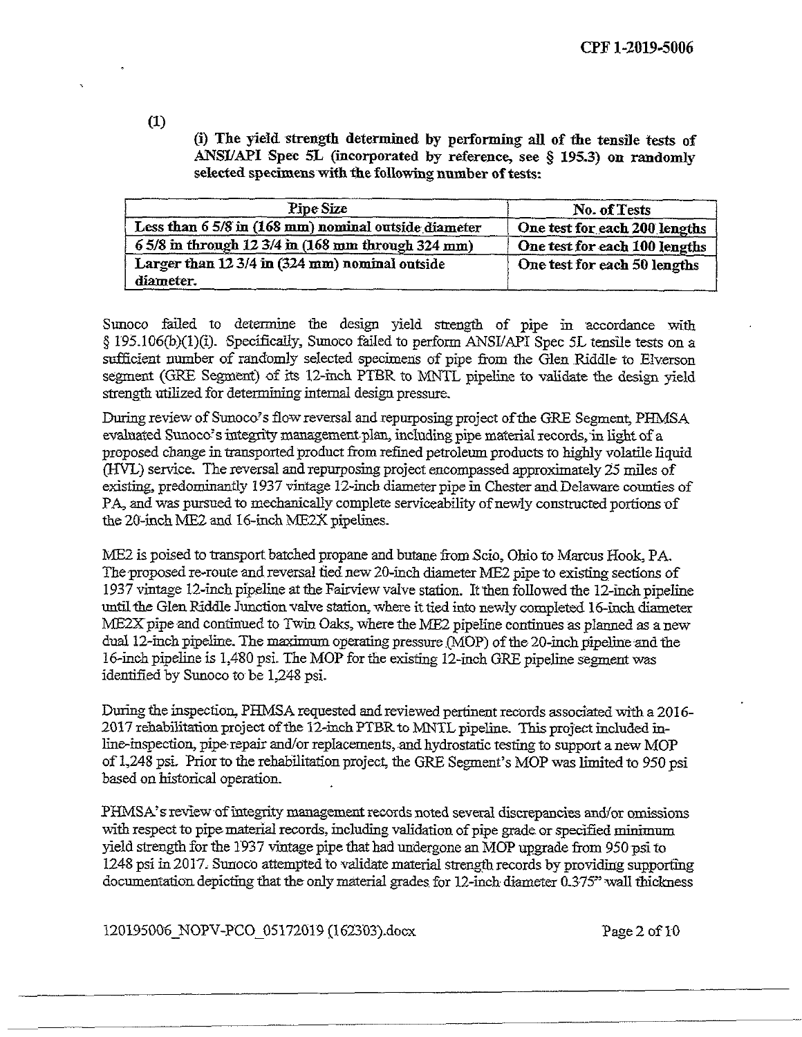(1)

**(i) The yield strength determined by performing all of the tensile tests of ANSI/API Spec 5L (incorporated by reference, see § 195.3) on randomly selected specimens with the following number of tests:**

| Pipe Size | No. of Tests |
|---|---|
| **Less than 6 5/8 in (168 mm) nominal outside diameter** | **One test for each 200 lengths** |
| **6 5/8 in through 12 3/4 in (168 mm through 324 mm)** | **One test for each 100 lengths** |
| **Larger than 12 3/4 in (324 mm) nominal outside diameter.** | **One test for each 50 lengths** |

Sunoco failed to determine the design yield strength of pipe in accordance with § 195.106(b)(1)(i). Specifically, Sunoco failed to perform ANSI/API Spec 5L tensile tests on a sufficient number of randomly selected specimens of pipe from the Glen Riddle to Elverson segment (GRE Segment) of its 12-inch PTBR to MNTL pipeline to validate the design yield strength utilized for determining internal design pressure.

During review of Sunoco's flow reversal and repurposing project of the GRE Segment, PHMSA evaluated Sunoco's integrity management plan, including pipe material records, in light of a proposed change in transported product from refined petroleum products to highly volatile liquid (HVL) service. The reversal and repurposing project encompassed approximately 25 miles of existing, predominantly 1937 vintage 12-inch diameter pipe in Chester and Delaware counties of PA, and was pursued to mechanically complete serviceability of newly constructed portions of the 20-inch ME2 and 16-inch ME2X pipelines.

ME2 is poised to transport batched propane and butane from Scio, Ohio to Marcus Hook, PA. The proposed re-route and reversal tied new 20-inch diameter ME2 pipe to existing sections of 1937 vintage 12-inch pipeline at the Fairview valve station. It then followed the 12-inch pipeline until the Glen Riddle Junction valve station, where it tied into newly completed 16-inch diameter ME2X pipe and continued to Twin Oaks, where the ME2 pipeline continues as planned as a new dual 12-inch pipeline. The maximum operating pressure (MOP) of the 20-inch pipeline and the 16-inch pipeline is 1,480 psi. The MOP for the existing 12-inch GRE pipeline segment was identified by Sunoco to be 1,248 psi.

During the inspection, PHMSA requested and reviewed pertinent records associated with a 2016-2017 rehabilitation project of the 12-inch PTBR to MNTL pipeline. This project included in-line-inspection, pipe repair and/or replacements, and hydrostatic testing to support a new MOP of 1,248 psi. Prior to the rehabilitation project, the GRE Segment's MOP was limited to 950 psi based on historical operation.

PHMSA's review of integrity management records noted several discrepancies and/or omissions with respect to pipe material records, including validation of pipe grade or specified minimum yield strength for the 1937 vintage pipe that had undergone an MOP upgrade from 950 psi to 1248 psi in 2017. Sunoco attempted to validate material strength records by providing supporting documentation depicting that the only material grades for 12-inch diameter 0.375" wall thickness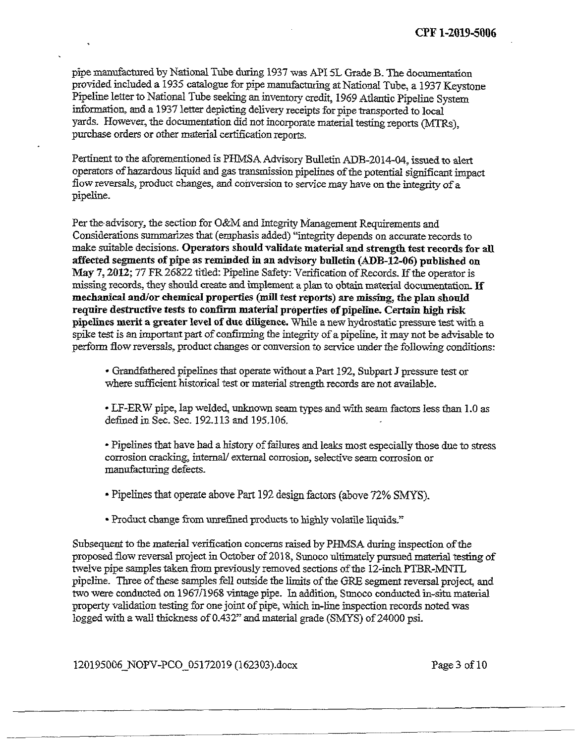pipe manufactured by National Tube during 1937 was API 5L Grade B. The documentation provided included a 1935 catalogue for pipe manufacturing at National Tube, a 1937 Keystone Pipeline letter to National Tube seeking an inventory credit, 1969 Atlantic Pipeline System information, and a 1937 letter depicting delivery receipts for pipe transported to local yards. However, the documentation did not incorporate material testing reports (MTRs), purchase orders or other material certification reports.

Pertinent to the aforementioned is PHMSA Advisory Bulletin ADB-2014-04, issued to alert operators of hazardous liquid and gas transmission pipelines of the potential significant impact flow reversals, product changes, and conversion to service may have on the integrity of a pipeline.

Per the advisory, the section for O&M and Integrity Management Requirements and Considerations summarizes that (emphasis added) "integrity depends on accurate records to make suitable decisions. **Operators should validate material and strength test records for all affected segments of pipe as reminded in an advisory bulletin (ADB-12-06) published on May 7, 2012**; 77 FR 26822 titled: Pipeline Safety: Verification of Records. If the operator is missing records, they should create and implement a plan to obtain material documentation. **If mechanical and/or chemical properties (mill test reports) are missing, the plan should require destructive tests to confirm material properties of pipeline. Certain high risk pipelines merit a greater level of due diligence.** While a new hydrostatic pressure test with a spike test is an important part of confirming the integrity of a pipeline, it may not be advisable to perform flow reversals, product changes or conversion to service under the following conditions:

- Grandfathered pipelines that operate without a Part 192, Subpart J pressure test or where sufficient historical test or material strength records are not available.
- LF-ERW pipe, lap welded, unknown seam types and with seam factors less than 1.0 as defined in Sec. Sec. 192.113 and 195.106.
- Pipelines that have had a history of failures and leaks most especially those due to stress corrosion cracking, internal/ external corrosion, selective seam corrosion or manufacturing defects.
- Pipelines that operate above Part 192 design factors (above 72% SMYS).
- Product change from unrefined products to highly volatile liquids."

Subsequent to the material verification concerns raised by PHMSA during inspection of the proposed flow reversal project in October of 2018, Sunoco ultimately pursued material testing of twelve pipe samples taken from previously removed sections of the 12-inch PTBR-MNTL pipeline. Three of these samples fell outside the limits of the GRE segment reversal project, and two were conducted on 1967/1968 vintage pipe. In addition, Sunoco conducted in-situ material property validation testing for one joint of pipe, which in-line inspection records noted was logged with a wall thickness of 0.432" and material grade (SMYS) of 24000 psi.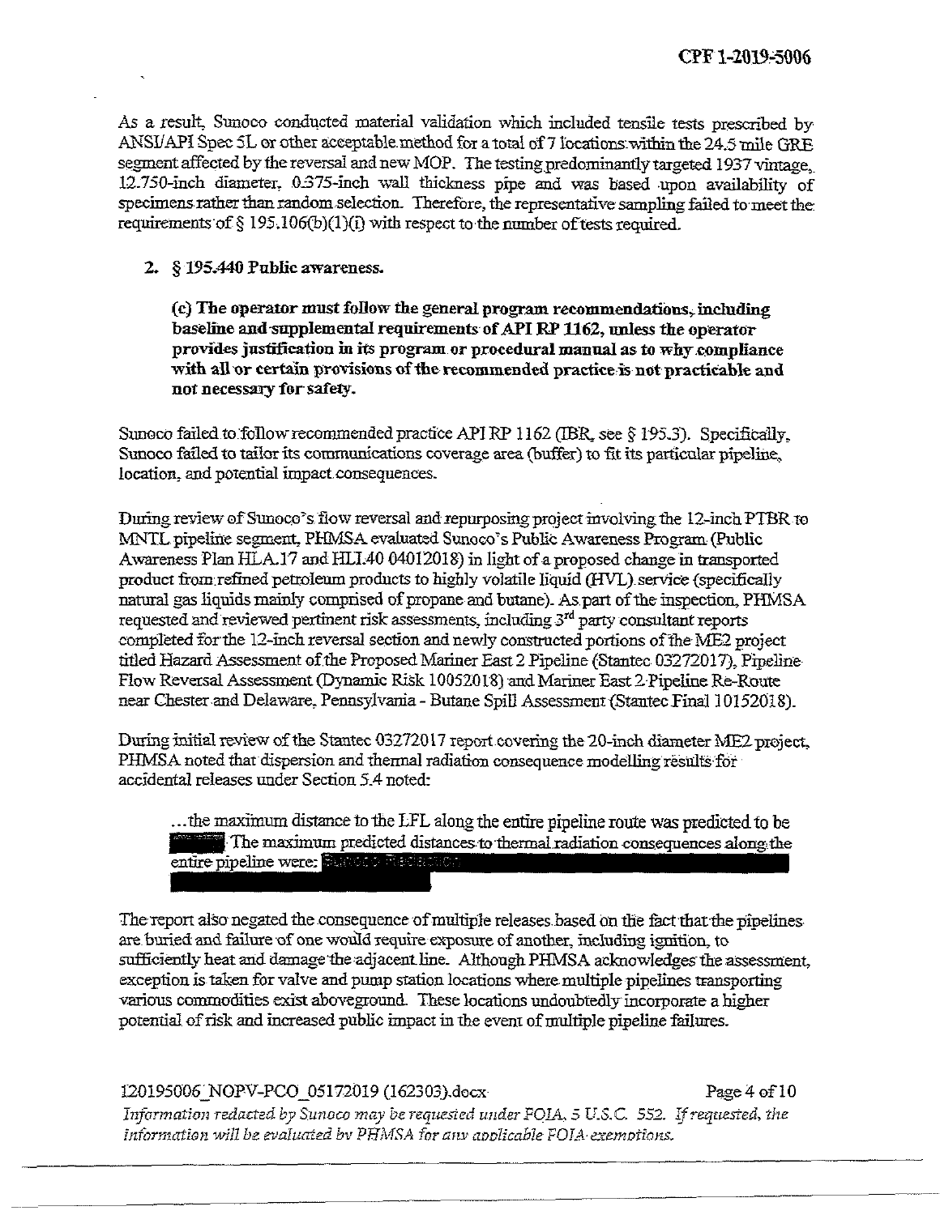As a result, Sunoco conducted material validation which included tensile tests prescribed by ANSI/API Spec 5L or other acceptable method for a total of 7 locations within the 24.5 mile GRE segment affected by the reversal and new MOP. The testing predominantly targeted 1937 vintage, 12.750-inch diameter, 0.375-inch wall thickness pipe and was based upon availability of specimens rather than random selection. Therefore, the representative sampling failed to meet the requirements of § 195.106(b)(1)(i) with respect to the number of tests required.

2. **§ 195.440 Public awareness.**

   **(c) The operator must follow the general program recommendations, including baseline and supplemental requirements of API RP 1162, unless the operator provides justification in its program or procedural manual as to why compliance with all or certain provisions of the recommended practice is not practicable and not necessary for safety.**

Sunoco failed to follow recommended practice API RP 1162 (IBR, see § 195.3). Specifically, Sunoco failed to tailor its communications coverage area (buffer) to fit its particular pipeline, location, and potential impact consequences.

During review of Sunoco's flow reversal and repurposing project involving the 12-inch PTBR to MNTL pipeline segment, PHMSA evaluated Sunoco's Public Awareness Program (Public Awareness Plan HLA.17 and HLI.40 04012018) in light of a proposed change in transported product from refined petroleum products to highly volatile liquid (HVL) service (specifically natural gas liquids mainly comprised of propane and butane). As part of the inspection, PHMSA requested and reviewed pertinent risk assessments, including 3rd party consultant reports completed for the 12-inch reversal section and newly constructed portions of the ME2 project titled Hazard Assessment of the Proposed Mariner East 2 Pipeline (Stantec 03272017), Pipeline Flow Reversal Assessment (Dynamic Risk 10052018) and Mariner East 2 Pipeline Re-Route near Chester and Delaware, Pennsylvania - Butane Spill Assessment (Stantec Final 10152018).

During initial review of the Stantec 03272017 report covering the 20-inch diameter ME2 project, PHMSA noted that dispersion and thermal radiation consequence modelling results for accidental releases under Section 5.4 noted:

> ...the maximum distance to the LFL along the entire pipeline route was predicted to be [Redacted] The maximum predicted distances to thermal radiation consequences along the entire pipeline were: [Sunoco Redaction]

The report also negated the consequence of multiple releases based on the fact that the pipelines are buried and failure of one would require exposure of another, including ignition, to sufficiently heat and damage the adjacent line. Although PHMSA acknowledges the assessment, exception is taken for valve and pump station locations where multiple pipelines transporting various commodities exist aboveground. These locations undoubtedly incorporate a higher potential of risk and increased public impact in the event of multiple pipeline failures.

*Information redacted by Sunoco may be requested under FOIA, 5 U.S.C. 552. If requested, the information will be evaluated by PHMSA for any applicable FOIA exemptions.*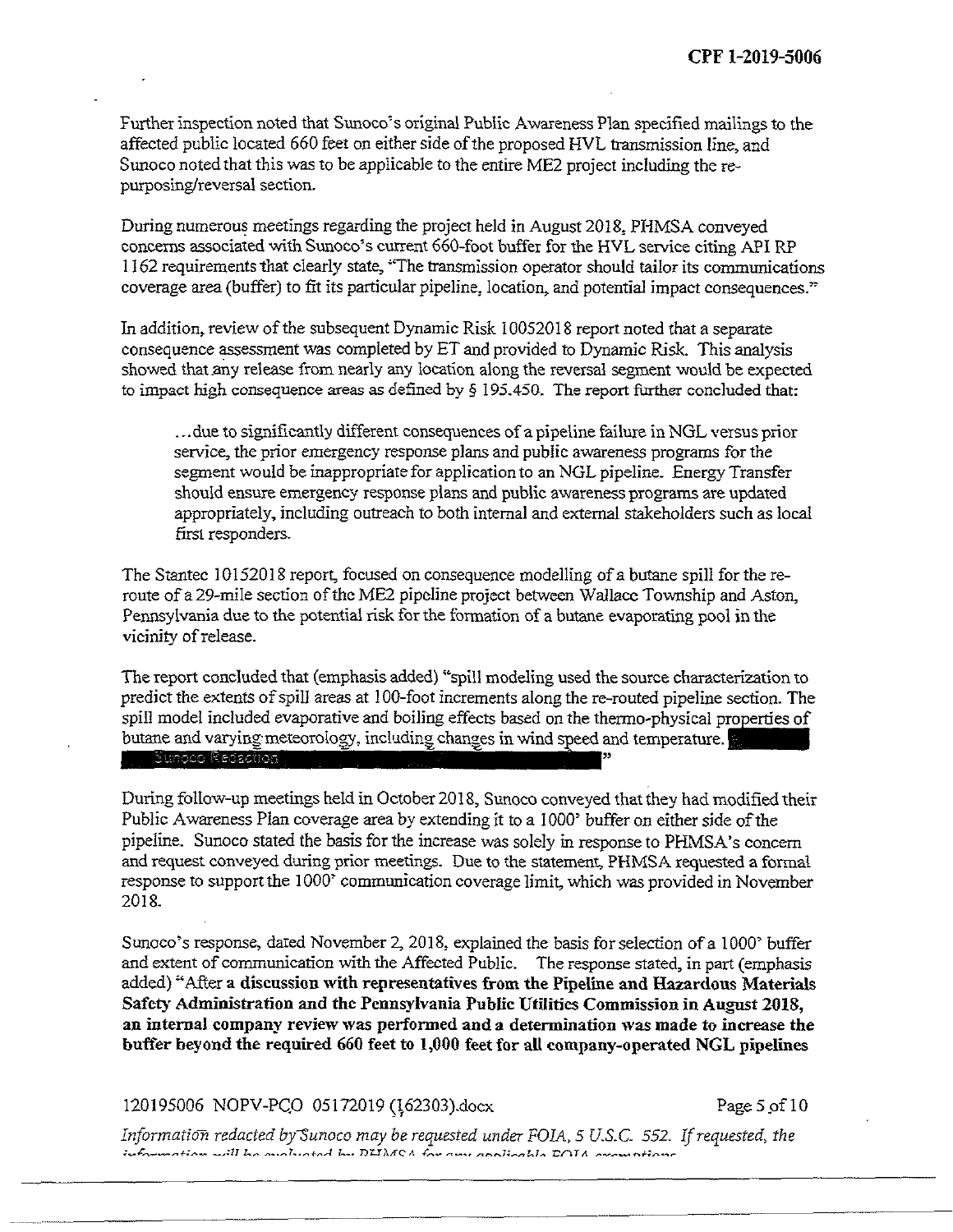Further inspection noted that Sunoco's original Public Awareness Plan specified mailings to the affected public located 660 feet on either side of the proposed HVL transmission line, and Sunoco noted that this was to be applicable to the entire ME2 project including the re-purposing/reversal section.

During numerous meetings regarding the project held in August 2018, PHMSA conveyed concerns associated with Sunoco's current 660-foot buffer for the HVL service citing API RP 1162 requirements that clearly state, "The transmission operator should tailor its communications coverage area (buffer) to fit its particular pipeline, location, and potential impact consequences."

In addition, review of the subsequent Dynamic Risk 10052018 report noted that a separate consequence assessment was completed by ET and provided to Dynamic Risk. This analysis showed that any release from nearly any location along the reversal segment would be expected to impact high consequence areas as defined by § 195.450. The report further concluded that:

> …due to significantly different consequences of a pipeline failure in NGL versus prior service, the prior emergency response plans and public awareness programs for the segment would be inappropriate for application to an NGL pipeline. Energy Transfer should ensure emergency response plans and public awareness programs are updated appropriately, including outreach to both internal and external stakeholders such as local first responders.

The Stantec 10152018 report, focused on consequence modelling of a butane spill for the re-route of a 29-mile section of the ME2 pipeline project between Wallace Township and Aston, Pennsylvania due to the potential risk for the formation of a butane evaporating pool in the vicinity of release.

The report concluded that (emphasis added) "spill modeling used the source characterization to predict the extents of spill areas at 100-foot increments along the re-routed pipeline section. The spill model included evaporative and boiling effects based on the thermo-physical properties of butane and varying meteorology, including changes in wind speed and temperature. [Sunoco Redaction]"

During follow-up meetings held in October 2018, Sunoco conveyed that they had modified their Public Awareness Plan coverage area by extending it to a 1000' buffer on either side of the pipeline. Sunoco stated the basis for the increase was solely in response to PHMSA's concern and request conveyed during prior meetings. Due to the statement, PHMSA requested a formal response to support the 1000' communication coverage limit, which was provided in November 2018.

Sunoco's response, dated November 2, 2018, explained the basis for selection of a 1000' buffer and extent of communication with the Affected Public. The response stated, in part (emphasis added) "After **a discussion with representatives from the Pipeline and Hazardous Materials Safety Administration and the Pennsylvania Public Utilities Commission in August 2018, an internal company review was performed and a determination was made to increase the buffer beyond the required 660 feet to 1,000 feet for all company-operated NGL pipelines**

*Information redacted by Sunoco may be requested under FOIA, 5 U.S.C. 552. If requested, the information will be evaluated by PHMSA for any applicable FOIA exemptions.*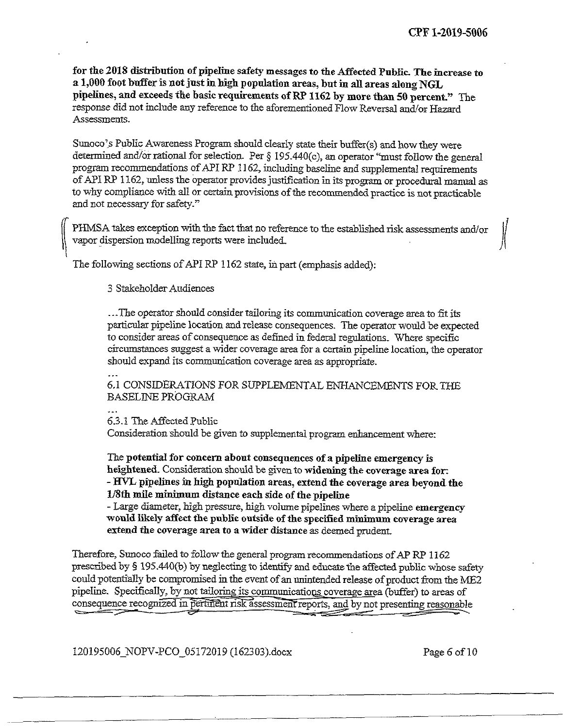**for the 2018 distribution of pipeline safety messages to the Affected Public. The increase to a 1,000 foot buffer is not just in high population areas, but in all areas along NGL pipelines, and exceeds the basic requirements of RP 1162 by more than 50 percent."** The response did not include any reference to the aforementioned Flow Reversal and/or Hazard Assessments.

Sunoco's Public Awareness Program should clearly state their buffer(s) and how they were determined and/or rational for selection. Per § 195.440(c), an operator "must follow the general program recommendations of API RP 1162, including baseline and supplemental requirements of API RP 1162, unless the operator provides justification in its program or procedural manual as to why compliance with all or certain provisions of the recommended practice is not practicable and not necessary for safety."

PHMSA takes exception with the fact that no reference to the established risk assessments and/or vapor dispersion modelling reports were included.

The following sections of API RP 1162 state, in part (emphasis added):

> 3 Stakeholder Audiences
>
> ...The operator should consider tailoring its communication coverage area to fit its particular pipeline location and release consequences. The operator would be expected to consider areas of consequence as defined in federal regulations. Where specific circumstances suggest a wider coverage area for a certain pipeline location, the operator should expand its communication coverage area as appropriate.
>
> ...
>
> 6.1 CONSIDERATIONS FOR SUPPLEMENTAL ENHANCEMENTS FOR THE BASELINE PROGRAM
>
> ...
>
> 6.3.1 The Affected Public
>
> Consideration should be given to supplemental program enhancement where:
>
> The **potential for concern about consequences of a pipeline emergency is heightened.** Consideration should be given to **widening the coverage area for:**
>
> - **HVL pipelines in high population areas, extend the coverage area beyond the 1/8th mile minimum distance each side of the pipeline**
> - Large diameter, high pressure, high volume pipelines where a pipeline **emergency would likely affect the public outside of the specified minimum coverage area extend the coverage area to a wider distance** as deemed prudent.

Therefore, Sunoco failed to follow the general program recommendations of AP RP 1162 prescribed by § 195.440(b) by neglecting to identify and educate the affected public whose safety could potentially be compromised in the event of an unintended release of product from the ME2 pipeline. Specifically, by not tailoring its communications coverage area (buffer) to areas of consequence recognized in pertinent risk assessment reports, and by not presenting reasonable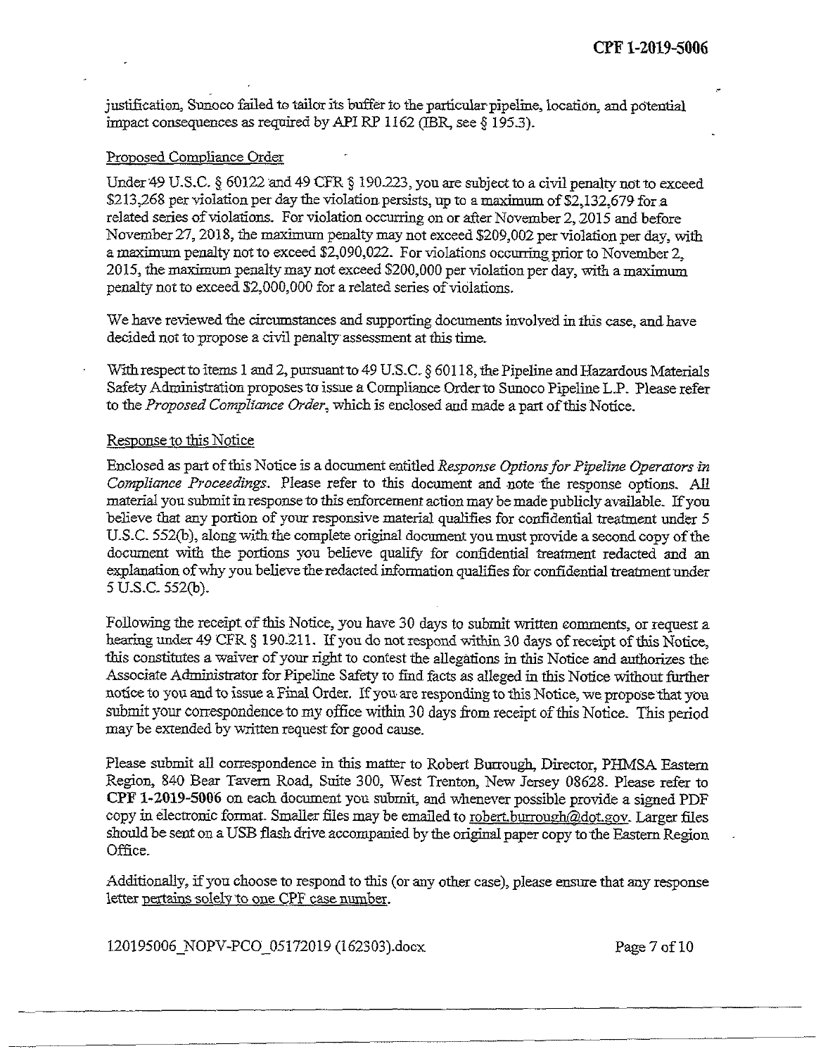justification, Sunoco failed to tailor its buffer to the particular pipeline, location, and potential impact consequences as required by API RP 1162 (IBR, see § 195.3).

Proposed Compliance Order

Under 49 U.S.C. § 60122 and 49 CFR § 190.223, you are subject to a civil penalty not to exceed $213,268 per violation per day the violation persists, up to a maximum of $2,132,679 for a related series of violations. For violation occurring on or after November 2, 2015 and before November 27, 2018, the maximum penalty may not exceed $209,002 per violation per day, with a maximum penalty not to exceed $2,090,022. For violations occurring prior to November 2, 2015, the maximum penalty may not exceed $200,000 per violation per day, with a maximum penalty not to exceed $2,000,000 for a related series of violations.

We have reviewed the circumstances and supporting documents involved in this case, and have decided not to propose a civil penalty assessment at this time.

With respect to items 1 and 2, pursuant to 49 U.S.C. § 60118, the Pipeline and Hazardous Materials Safety Administration proposes to issue a Compliance Order to Sunoco Pipeline L.P. Please refer to the *Proposed Compliance Order*, which is enclosed and made a part of this Notice.

Response to this Notice

Enclosed as part of this Notice is a document entitled *Response Options for Pipeline Operators in Compliance Proceedings*. Please refer to this document and note the response options. All material you submit in response to this enforcement action may be made publicly available. If you believe that any portion of your responsive material qualifies for confidential treatment under 5 U.S.C. 552(b), along with the complete original document you must provide a second copy of the document with the portions you believe qualify for confidential treatment redacted and an explanation of why you believe the redacted information qualifies for confidential treatment under 5 U.S.C. 552(b).

Following the receipt of this Notice, you have 30 days to submit written comments, or request a hearing under 49 CFR § 190.211. If you do not respond within 30 days of receipt of this Notice, this constitutes a waiver of your right to contest the allegations in this Notice and authorizes the Associate Administrator for Pipeline Safety to find facts as alleged in this Notice without further notice to you and to issue a Final Order. If you are responding to this Notice, we propose that you submit your correspondence to my office within 30 days from receipt of this Notice. This period may be extended by written request for good cause.

Please submit all correspondence in this matter to Robert Burrough, Director, PHMSA Eastern Region, 840 Bear Tavern Road, Suite 300, West Trenton, New Jersey 08628. Please refer to **CPF 1-2019-5006** on each document you submit, and whenever possible provide a signed PDF copy in electronic format. Smaller files may be emailed to robert.burrough@dot.gov. Larger files should be sent on a USB flash drive accompanied by the original paper copy to the Eastern Region Office.

Additionally, if you choose to respond to this (or any other case), please ensure that any response letter pertains solely to one CPF case number.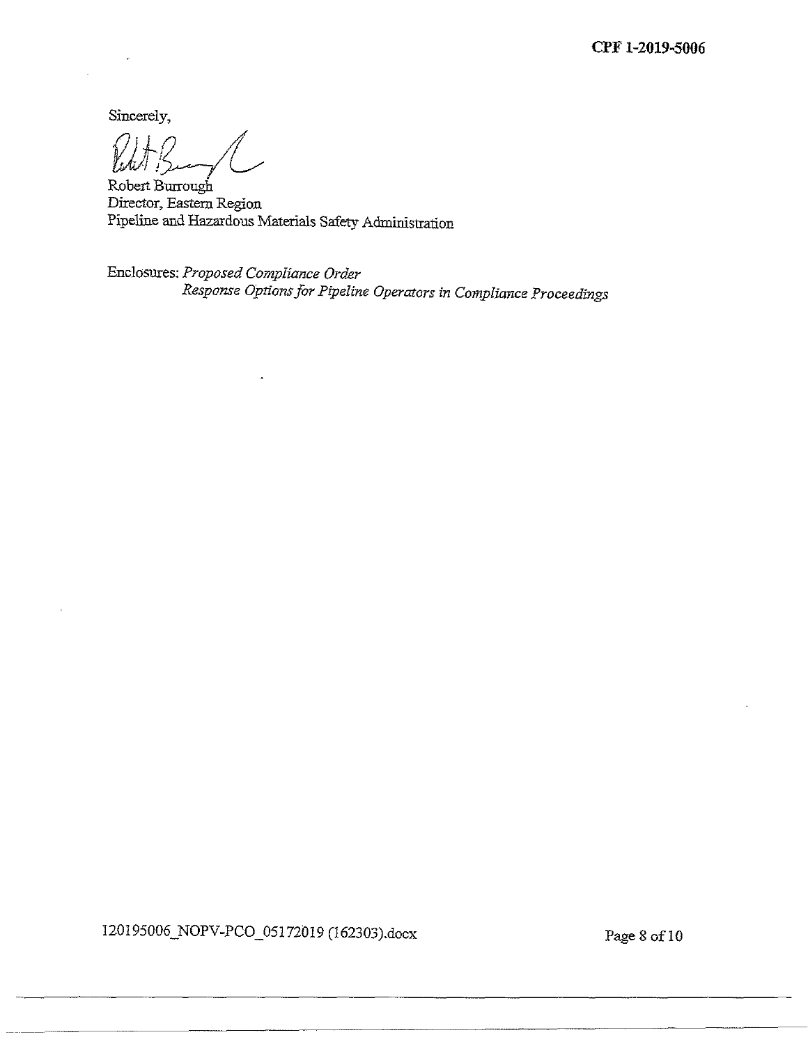Sincerely,

Robert Burrough
Director, Eastern Region
Pipeline and Hazardous Materials Safety Administration

Enclosures: *Proposed Compliance Order*
*Response Options for Pipeline Operators in Compliance Proceedings*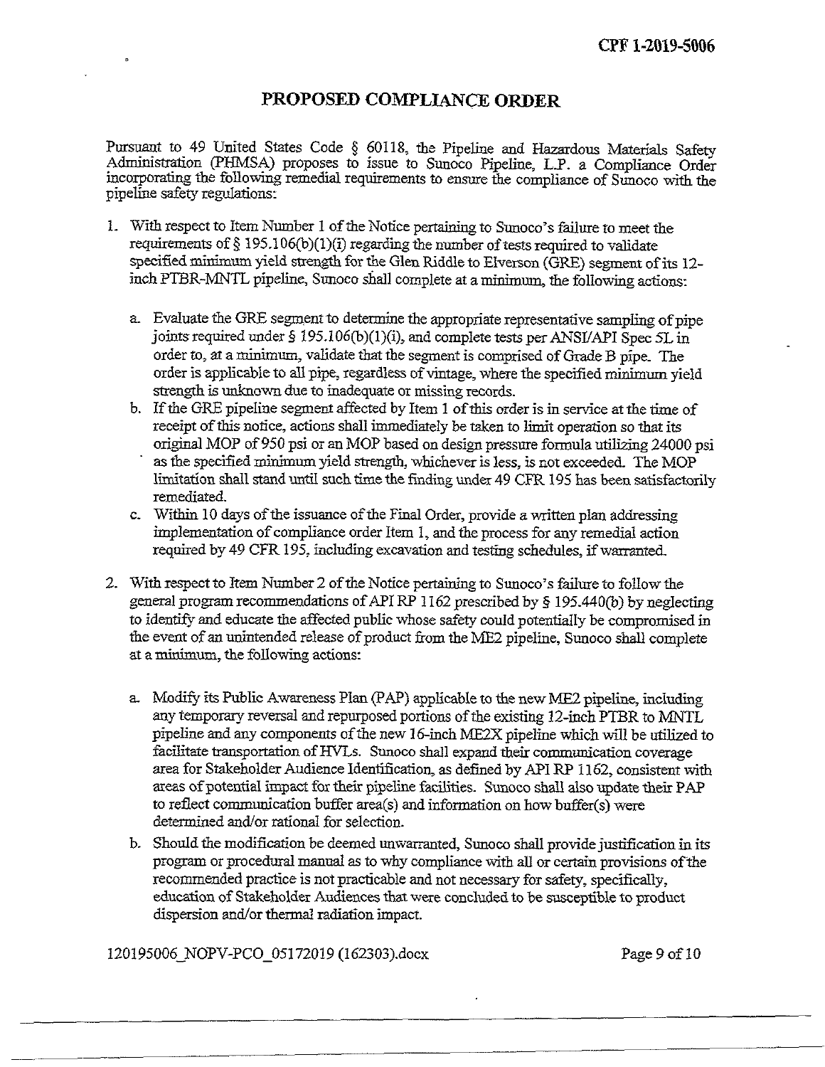# PROPOSED COMPLIANCE ORDER

Pursuant to 49 United States Code § 60118, the Pipeline and Hazardous Materials Safety Administration (PHMSA) proposes to issue to Sunoco Pipeline, L.P. a Compliance Order incorporating the following remedial requirements to ensure the compliance of Sunoco with the pipeline safety regulations:

1. With respect to Item Number 1 of the Notice pertaining to Sunoco's failure to meet the requirements of § 195.106(b)(1)(i) regarding the number of tests required to validate specified minimum yield strength for the Glen Riddle to Elverson (GRE) segment of its 12-inch PTBR-MNTL pipeline, Sunoco shall complete at a minimum, the following actions:

   a. Evaluate the GRE segment to determine the appropriate representative sampling of pipe joints required under § 195.106(b)(1)(i), and complete tests per ANSI/API Spec 5L in order to, at a minimum, validate that the segment is comprised of Grade B pipe. The order is applicable to all pipe, regardless of vintage, where the specified minimum yield strength is unknown due to inadequate or missing records.
   b. If the GRE pipeline segment affected by Item 1 of this order is in service at the time of receipt of this notice, actions shall immediately be taken to limit operation so that its original MOP of 950 psi or an MOP based on design pressure formula utilizing 24000 psi as the specified minimum yield strength, whichever is less, is not exceeded. The MOP limitation shall stand until such time the finding under 49 CFR 195 has been satisfactorily remediated.
   c. Within 10 days of the issuance of the Final Order, provide a written plan addressing implementation of compliance order Item 1, and the process for any remedial action required by 49 CFR 195, including excavation and testing schedules, if warranted.

2. With respect to Item Number 2 of the Notice pertaining to Sunoco's failure to follow the general program recommendations of API RP 1162 prescribed by § 195.440(b) by neglecting to identify and educate the affected public whose safety could potentially be compromised in the event of an unintended release of product from the ME2 pipeline, Sunoco shall complete at a minimum, the following actions:

   a. Modify its Public Awareness Plan (PAP) applicable to the new ME2 pipeline, including any temporary reversal and repurposed portions of the existing 12-inch PTBR to MNTL pipeline and any components of the new 16-inch ME2X pipeline which will be utilized to facilitate transportation of HVLs. Sunoco shall expand their communication coverage area for Stakeholder Audience Identification, as defined by API RP 1162, consistent with areas of potential impact for their pipeline facilities. Sunoco shall also update their PAP to reflect communication buffer area(s) and information on how buffer(s) were determined and/or rational for selection.
   b. Should the modification be deemed unwarranted, Sunoco shall provide justification in its program or procedural manual as to why compliance with all or certain provisions of the recommended practice is not practicable and not necessary for safety, specifically, education of Stakeholder Audiences that were concluded to be susceptible to product dispersion and/or thermal radiation impact.

120195006_NOPV-PCO_05172019 (162303).docx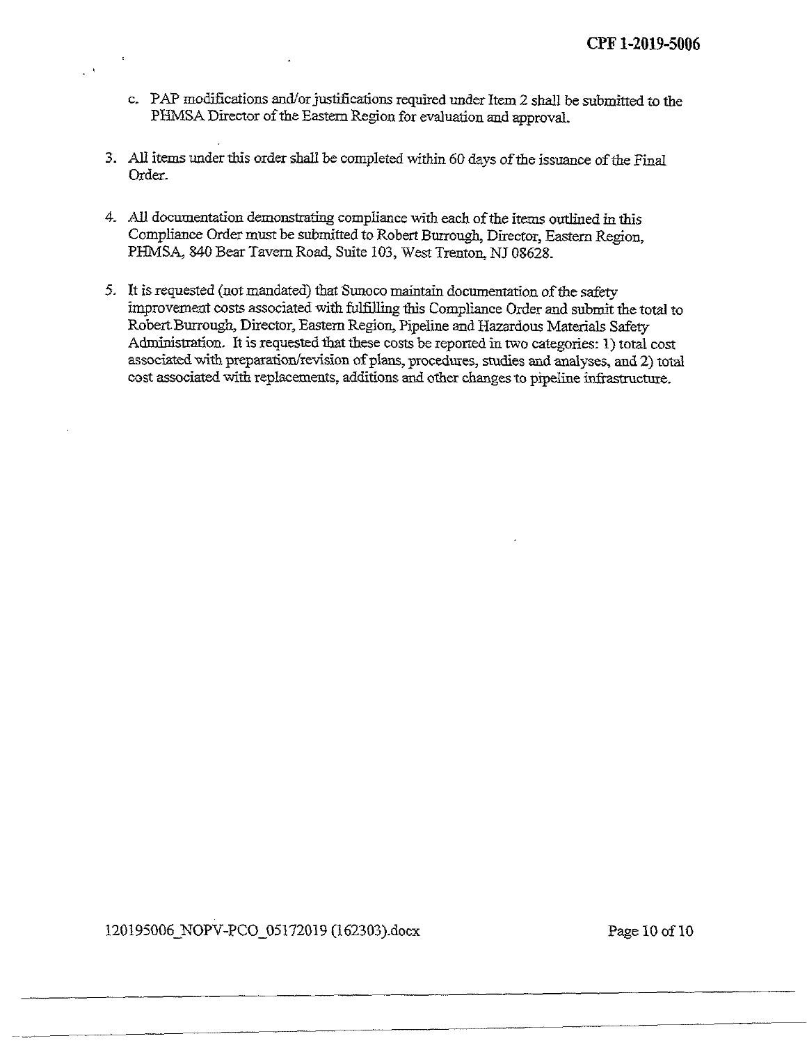c. PAP modifications and/or justifications required under Item 2 shall be submitted to the PHMSA Director of the Eastern Region for evaluation and approval.

3. All items under this order shall be completed within 60 days of the issuance of the Final Order.

4. All documentation demonstrating compliance with each of the items outlined in this Compliance Order must be submitted to Robert Burrough, Director, Eastern Region, PHMSA, 840 Bear Tavern Road, Suite 103, West Trenton, NJ 08628.

5. It is requested (not mandated) that Sunoco maintain documentation of the safety improvement costs associated with fulfilling this Compliance Order and submit the total to Robert Burrough, Director, Eastern Region, Pipeline and Hazardous Materials Safety Administration. It is requested that these costs be reported in two categories: 1) total cost associated with preparation/revision of plans, procedures, studies and analyses, and 2) total cost associated with replacements, additions and other changes to pipeline infrastructure.